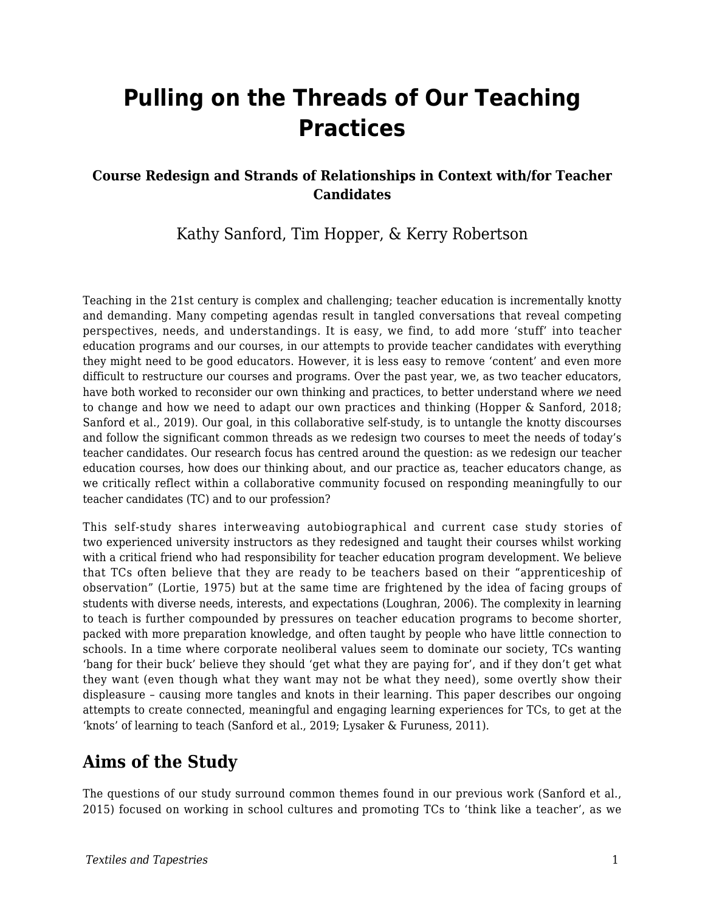# Pulling on the Threads of Our Teaching Practices

### Course Redesign and Strands of Relationships in Context with/for Teacher Candidates

Kathy Sanford, Tim Hopper, & Kerry Robertson

Teaching in the 21st century is complex and challenging; teacher education is incrementally knotty and demanding. Many competing agendas result in tangled conversations that reveal competing perspectives, needs, and understandings. It is easy, we find, to add more 'stuff' into teacher education programs and our courses, in our attempts to provide teacher candidates with everything they might need to be good educators. However, it is less easy to remove 'content' and even more difficult to restructure our courses and programs. Over the past year, we, as two teacher educators, have both worked to reconsider our own thinking and practices, to better understand where *we* need to change and how we need to adapt our own practices and thinking (Hopper & Sanford, 2018; Sanford et al., 2019). Our goal, in this collaborative self-study, is to untangle the knotty discourses and follow the significant common threads as we redesign two courses to meet the needs of today's teacher candidates. Our research focus has centred around the question: as we redesign our teacher education courses, how does our thinking about, and our practice as, teacher educators change, as we critically reflect within a collaborative community focused on responding meaningfully to our teacher candidates (TC) and to our profession?

This self-study shares interweaving autobiographical and current case study stories of two experienced university instructors as they redesigned and taught their courses whilst working with a critical friend who had responsibility for teacher education program development. We believe that TCs often believe that they are ready to be teachers based on their "apprenticeship of observation" (Lortie, 1975) but at the same time are frightened by the idea of facing groups of students with diverse needs, interests, and expectations (Loughran, 2006). The complexity in learning to teach is further compounded by pressures on teacher education programs to become shorter, packed with more preparation knowledge, and often taught by people who have little connection to schools. In a time where corporate neoliberal values seem to dominate our society, TCs wanting 'bang for their buck' believe they should 'get what they are paying for', and if they don't get what they want (even though what they want may not be what they need), some overtly show their displeasure – causing more tangles and knots in their learning. This paper describes our ongoing attempts to create connected, meaningful and engaging learning experiences for TCs, to get at the 'knots' of learning to teach (Sanford et al., 2019; Lysaker & Furuness, 2011).

## Aims of the Study

The questions of our study surround common themes found in our previous work (Sanford et al., 2015) focused on working in school cultures and promoting TCs to 'think like a teacher', as we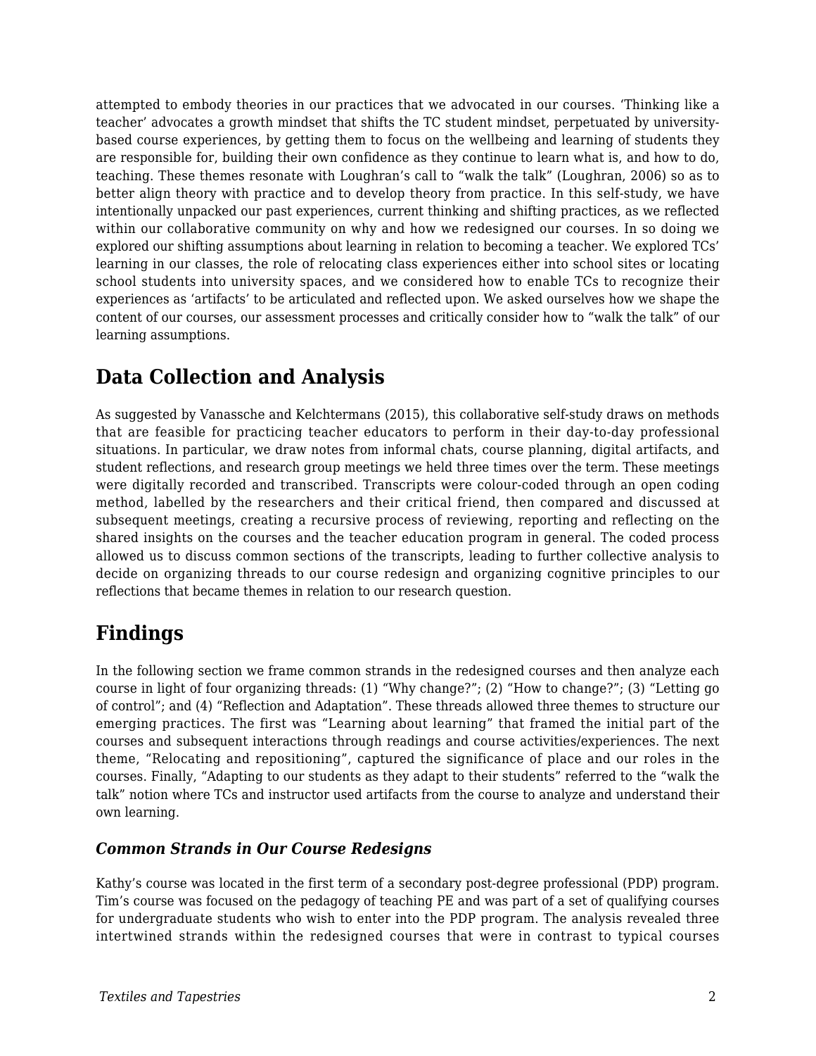attempted to embody theories in our practices that we advocated in our courses. 'Thinking like a teacher' advocates a growth mindset that shifts the TC student mindset, perpetuated by university-based course experiences, by getting them to focus on the wellbeing and learning of students they are responsible for, building their own confidence as they continue to learn what is, and how to do, teaching. These themes resonate with Loughran's call to "walk the talk" (Loughran, 2006) so as to better align theory with practice and to develop theory from practice. In this self-study, we have intentionally unpacked our past experiences, current thinking and shifting practices, as we reflected within our collaborative community on why and how we redesigned our courses. In so doing we explored our shifting assumptions about learning in relation to becoming a teacher. We explored TCs' learning in our classes, the role of relocating class experiences either into school sites or locating school students into university spaces, and we considered how to enable TCs to recognize their experiences as 'artifacts' to be articulated and reflected upon. We asked ourselves how we shape the content of our courses, our assessment processes and critically consider how to "walk the talk" of our learning assumptions.

## Data Collection and Analysis

As suggested by Vanassche and Kelchtermans (2015), this collaborative self-study draws on methods that are feasible for practicing teacher educators to perform in their day-to-day professional situations. In particular, we draw notes from informal chats, course planning, digital artifacts, and student reflections, and research group meetings we held three times over the term. These meetings were digitally recorded and transcribed. Transcripts were colour-coded through an open coding method, labelled by the researchers and their critical friend, then compared and discussed at subsequent meetings, creating a recursive process of reviewing, reporting and reflecting on the shared insights on the courses and the teacher education program in general. The coded process allowed us to discuss common sections of the transcripts, leading to further collective analysis to decide on organizing threads to our course redesign and organizing cognitive principles to our reflections that became themes in relation to our research question.

## Findings

In the following section we frame common strands in the redesigned courses and then analyze each course in light of four organizing threads: (1) "Why change?"; (2) "How to change?"; (3) "Letting go of control"; and (4) "Reflection and Adaptation". These threads allowed three themes to structure our emerging practices. The first was "Learning about learning" that framed the initial part of the courses and subsequent interactions through readings and course activities/experiences. The next theme, "Relocating and repositioning", captured the significance of place and our roles in the courses. Finally, "Adapting to our students as they adapt to their students" referred to the "walk the talk" notion where TCs and instructor used artifacts from the course to analyze and understand their own learning.

### *Common Strands in Our Course Redesigns*

Kathy's course was located in the first term of a secondary post-degree professional (PDP) program. Tim's course was focused on the pedagogy of teaching PE and was part of a set of qualifying courses for undergraduate students who wish to enter into the PDP program. The analysis revealed three intertwined strands within the redesigned courses that were in contrast to typical courses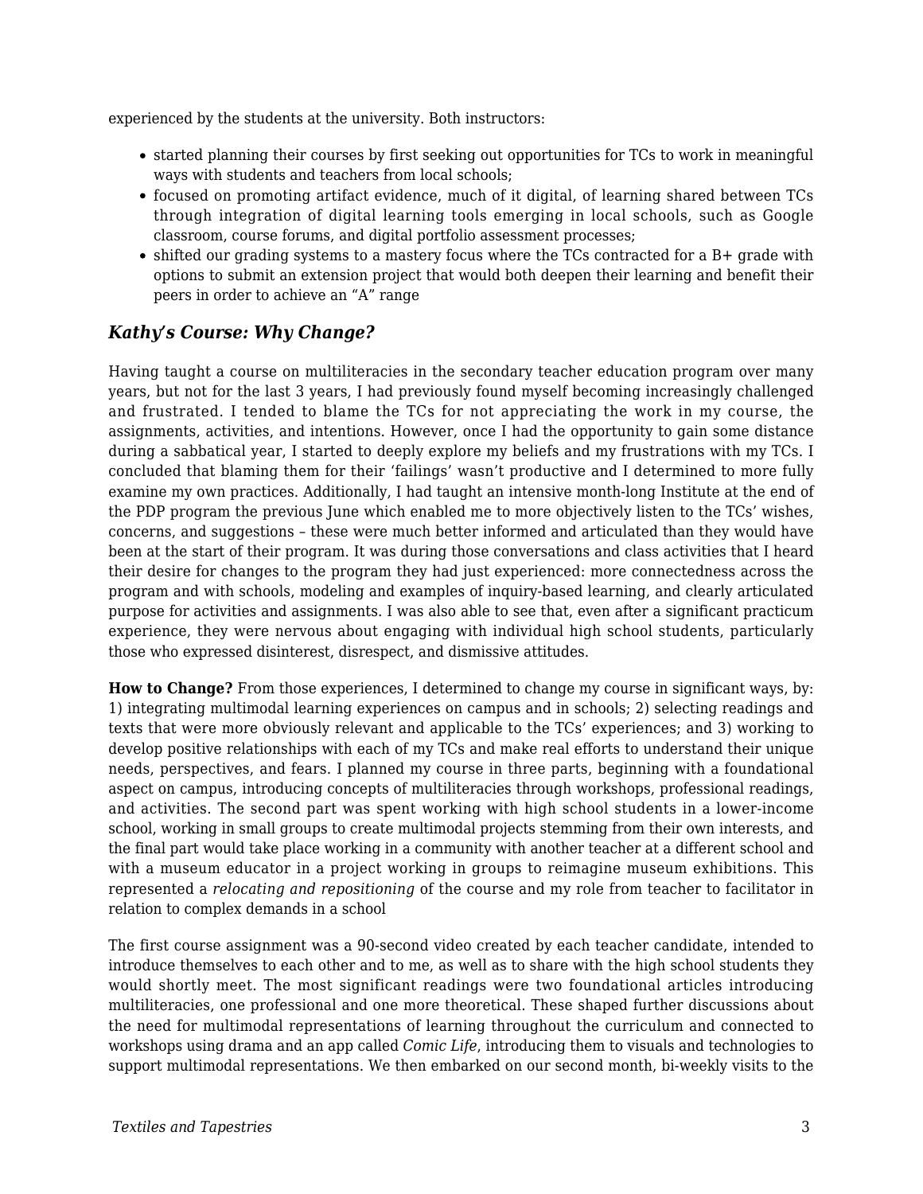experienced by the students at the university. Both instructors:

- started planning their courses by first seeking out opportunities for TCs to work in meaningful ways with students and teachers from local schools;
- focused on promoting artifact evidence, much of it digital, of learning shared between TCs through integration of digital learning tools emerging in local schools, such as Google classroom, course forums, and digital portfolio assessment processes;
- shifted our grading systems to a mastery focus where the TCs contracted for a B+ grade with options to submit an extension project that would both deepen their learning and benefit their peers in order to achieve an "A" range

### *Kathy's Course: Why Change?*

Having taught a course on multiliteracies in the secondary teacher education program over many years, but not for the last 3 years, I had previously found myself becoming increasingly challenged and frustrated. I tended to blame the TCs for not appreciating the work in my course, the assignments, activities, and intentions. However, once I had the opportunity to gain some distance during a sabbatical year, I started to deeply explore my beliefs and my frustrations with my TCs. I concluded that blaming them for their 'failings' wasn't productive and I determined to more fully examine my own practices. Additionally, I had taught an intensive month-long Institute at the end of the PDP program the previous June which enabled me to more objectively listen to the TCs' wishes, concerns, and suggestions – these were much better informed and articulated than they would have been at the start of their program. It was during those conversations and class activities that I heard their desire for changes to the program they had just experienced: more connectedness across the program and with schools, modeling and examples of inquiry-based learning, and clearly articulated purpose for activities and assignments. I was also able to see that, even after a significant practicum experience, they were nervous about engaging with individual high school students, particularly those who expressed disinterest, disrespect, and dismissive attitudes.

**How to Change?** From those experiences, I determined to change my course in significant ways, by: 1) integrating multimodal learning experiences on campus and in schools; 2) selecting readings and texts that were more obviously relevant and applicable to the TCs' experiences; and 3) working to develop positive relationships with each of my TCs and make real efforts to understand their unique needs, perspectives, and fears. I planned my course in three parts, beginning with a foundational aspect on campus, introducing concepts of multiliteracies through workshops, professional readings, and activities. The second part was spent working with high school students in a lower-income school, working in small groups to create multimodal projects stemming from their own interests, and the final part would take place working in a community with another teacher at a different school and with a museum educator in a project working in groups to reimagine museum exhibitions. This represented a *relocating and repositioning* of the course and my role from teacher to facilitator in relation to complex demands in a school

The first course assignment was a 90-second video created by each teacher candidate, intended to introduce themselves to each other and to me, as well as to share with the high school students they would shortly meet. The most significant readings were two foundational articles introducing multiliteracies, one professional and one more theoretical. These shaped further discussions about the need for multimodal representations of learning throughout the curriculum and connected to workshops using drama and an app called *Comic Life*, introducing them to visuals and technologies to support multimodal representations. We then embarked on our second month, bi-weekly visits to the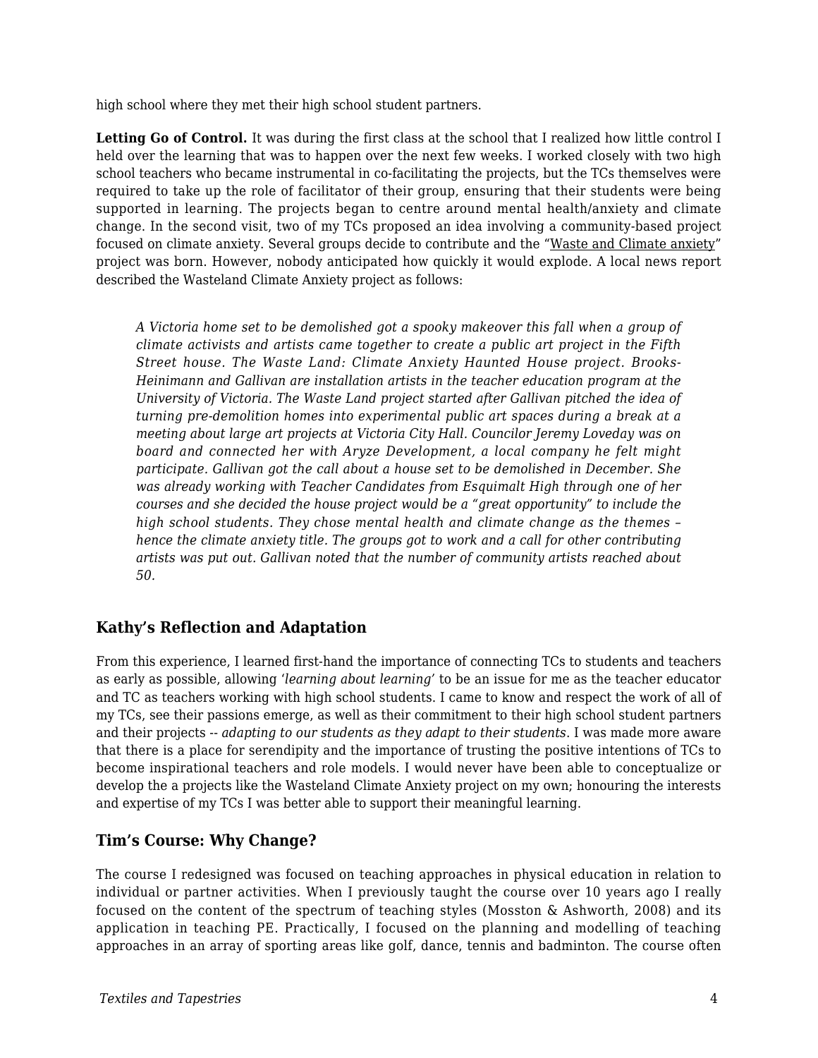high school where they met their high school student partners.

**Letting Go of Control.** It was during the first class at the school that I realized how little control I held over the learning that was to happen over the next few weeks. I worked closely with two high school teachers who became instrumental in co-facilitating the projects, but the TCs themselves were required to take up the role of facilitator of their group, ensuring that their students were being supported in learning. The projects began to centre around mental health/anxiety and climate change. In the second visit, two of my TCs proposed an idea involving a community-based project focused on climate anxiety. Several groups decide to contribute and the "Waste and Climate anxiety" project was born. However, nobody anticipated how quickly it would explode. A local news report described the Wasteland Climate Anxiety project as follows:

> *A Victoria home set to be demolished got a spooky makeover this fall when a group of climate activists and artists came together to create a public art project in the Fifth Street house. The Waste Land: Climate Anxiety Haunted House project. Brooks-Heinimann and Gallivan are installation artists in the teacher education program at the University of Victoria. The Waste Land project started after Gallivan pitched the idea of turning pre-demolition homes into experimental public art spaces during a break at a meeting about large art projects at Victoria City Hall. Councilor Jeremy Loveday was on board and connected her with Aryze Development, a local company he felt might participate. Gallivan got the call about a house set to be demolished in December. She was already working with Teacher Candidates from Esquimalt High through one of her courses and she decided the house project would be a "great opportunity" to include the high school students. They chose mental health and climate change as the themes – hence the climate anxiety title. The groups got to work and a call for other contributing artists was put out. Gallivan noted that the number of community artists reached about 50.*

## Kathy's Reflection and Adaptation

From this experience, I learned first-hand the importance of connecting TCs to students and teachers as early as possible, allowing '*learning about learning*' to be an issue for me as the teacher educator and TC as teachers working with high school students. I came to know and respect the work of all of my TCs, see their passions emerge, as well as their commitment to their high school student partners and their projects -- *adapting to our students as they adapt to their students*. I was made more aware that there is a place for serendipity and the importance of trusting the positive intentions of TCs to become inspirational teachers and role models. I would never have been able to conceptualize or develop the a projects like the Wasteland Climate Anxiety project on my own; honouring the interests and expertise of my TCs I was better able to support their meaningful learning.

## Tim's Course: Why Change?

The course I redesigned was focused on teaching approaches in physical education in relation to individual or partner activities. When I previously taught the course over 10 years ago I really focused on the content of the spectrum of teaching styles (Mosston & Ashworth, 2008) and its application in teaching PE. Practically, I focused on the planning and modelling of teaching approaches in an array of sporting areas like golf, dance, tennis and badminton. The course often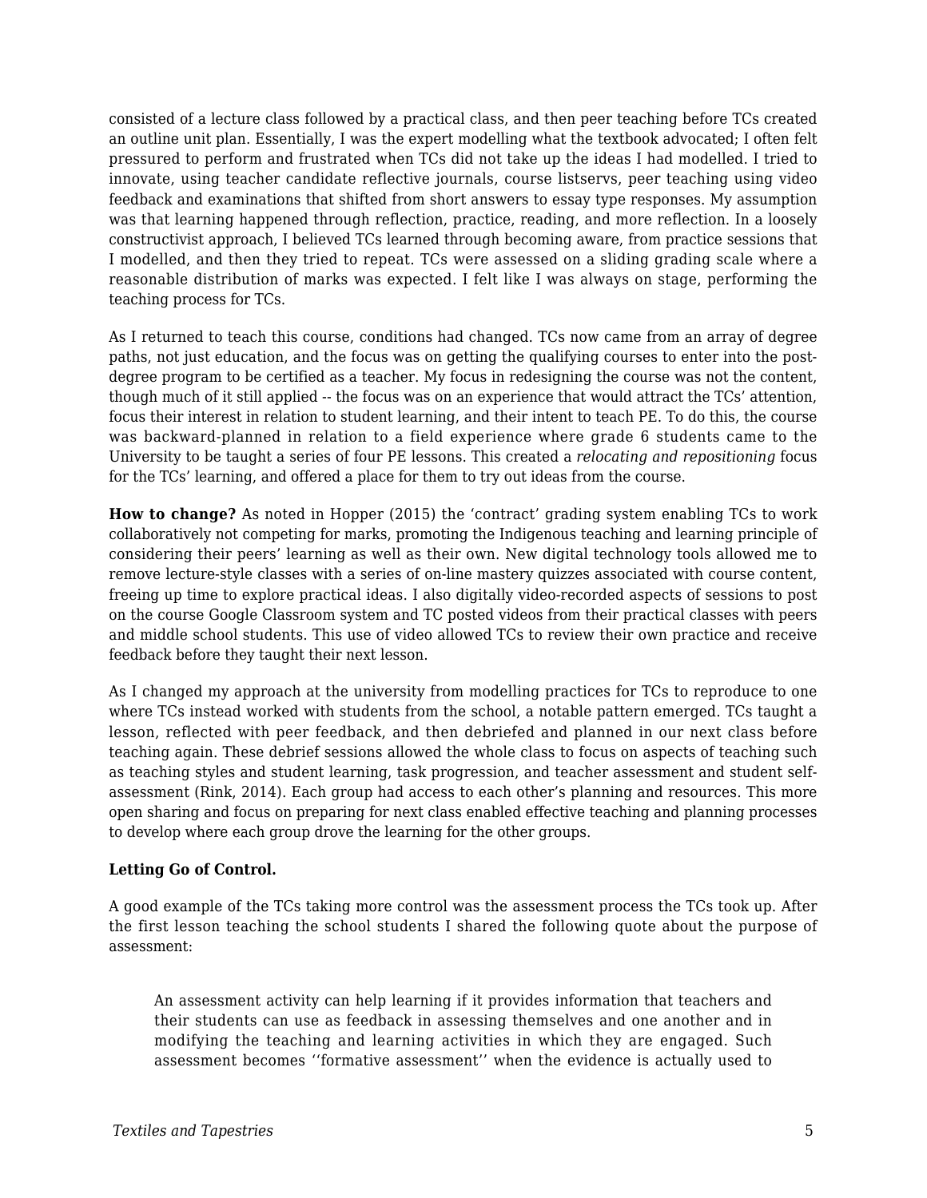consisted of a lecture class followed by a practical class, and then peer teaching before TCs created an outline unit plan. Essentially, I was the expert modelling what the textbook advocated; I often felt pressured to perform and frustrated when TCs did not take up the ideas I had modelled. I tried to innovate, using teacher candidate reflective journals, course listservs, peer teaching using video feedback and examinations that shifted from short answers to essay type responses. My assumption was that learning happened through reflection, practice, reading, and more reflection. In a loosely constructivist approach, I believed TCs learned through becoming aware, from practice sessions that I modelled, and then they tried to repeat. TCs were assessed on a sliding grading scale where a reasonable distribution of marks was expected. I felt like I was always on stage, performing the teaching process for TCs.

As I returned to teach this course, conditions had changed. TCs now came from an array of degree paths, not just education, and the focus was on getting the qualifying courses to enter into the post-degree program to be certified as a teacher. My focus in redesigning the course was not the content, though much of it still applied -- the focus was on an experience that would attract the TCs' attention, focus their interest in relation to student learning, and their intent to teach PE. To do this, the course was backward-planned in relation to a field experience where grade 6 students came to the University to be taught a series of four PE lessons. This created a *relocating and repositioning* focus for the TCs' learning, and offered a place for them to try out ideas from the course.

**How to change?** As noted in Hopper (2015) the 'contract' grading system enabling TCs to work collaboratively not competing for marks, promoting the Indigenous teaching and learning principle of considering their peers' learning as well as their own. New digital technology tools allowed me to remove lecture-style classes with a series of on-line mastery quizzes associated with course content, freeing up time to explore practical ideas. I also digitally video-recorded aspects of sessions to post on the course Google Classroom system and TC posted videos from their practical classes with peers and middle school students. This use of video allowed TCs to review their own practice and receive feedback before they taught their next lesson.

As I changed my approach at the university from modelling practices for TCs to reproduce to one where TCs instead worked with students from the school, a notable pattern emerged. TCs taught a lesson, reflected with peer feedback, and then debriefed and planned in our next class before teaching again. These debrief sessions allowed the whole class to focus on aspects of teaching such as teaching styles and student learning, task progression, and teacher assessment and student self-assessment (Rink, 2014). Each group had access to each other's planning and resources. This more open sharing and focus on preparing for next class enabled effective teaching and planning processes to develop where each group drove the learning for the other groups.

**Letting Go of Control.**

A good example of the TCs taking more control was the assessment process the TCs took up. After the first lesson teaching the school students I shared the following quote about the purpose of assessment:

> An assessment activity can help learning if it provides information that teachers and their students can use as feedback in assessing themselves and one another and in modifying the teaching and learning activities in which they are engaged. Such assessment becomes ''formative assessment'' when the evidence is actually used to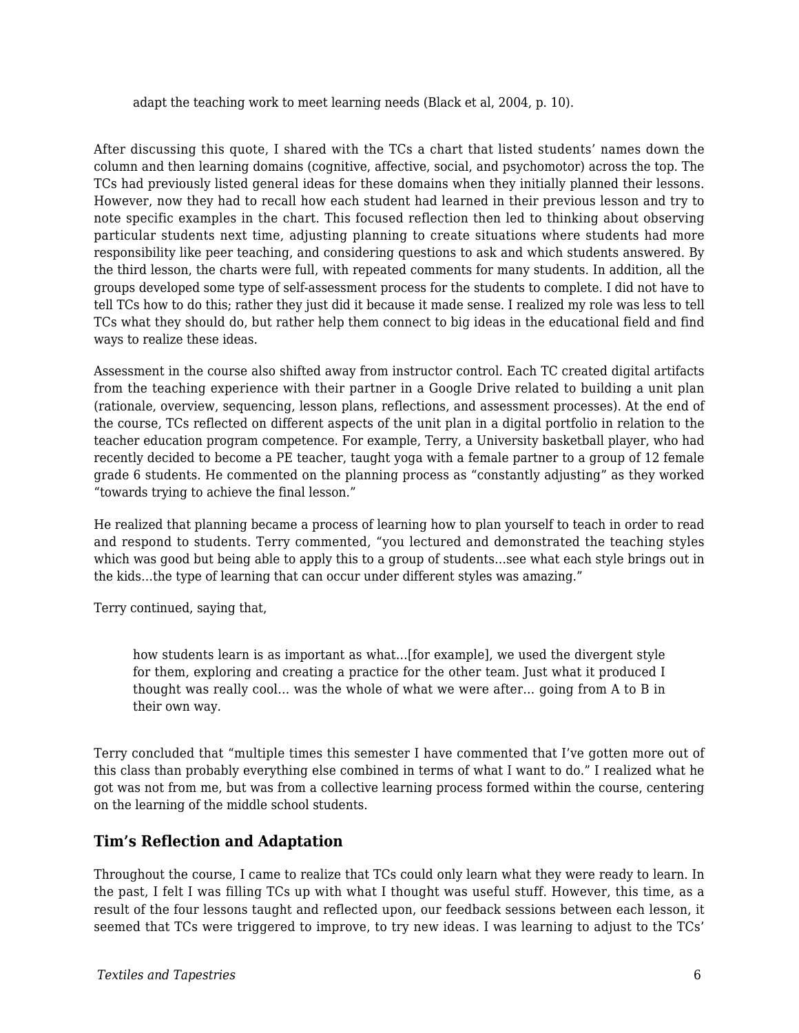> adapt the teaching work to meet learning needs (Black et al, 2004, p. 10).

After discussing this quote, I shared with the TCs a chart that listed students' names down the column and then learning domains (cognitive, affective, social, and psychomotor) across the top. The TCs had previously listed general ideas for these domains when they initially planned their lessons. However, now they had to recall how each student had learned in their previous lesson and try to note specific examples in the chart. This focused reflection then led to thinking about observing particular students next time, adjusting planning to create situations where students had more responsibility like peer teaching, and considering questions to ask and which students answered. By the third lesson, the charts were full, with repeated comments for many students. In addition, all the groups developed some type of self-assessment process for the students to complete. I did not have to tell TCs how to do this; rather they just did it because it made sense. I realized my role was less to tell TCs what they should do, but rather help them connect to big ideas in the educational field and find ways to realize these ideas.

Assessment in the course also shifted away from instructor control. Each TC created digital artifacts from the teaching experience with their partner in a Google Drive related to building a unit plan (rationale, overview, sequencing, lesson plans, reflections, and assessment processes). At the end of the course, TCs reflected on different aspects of the unit plan in a digital portfolio in relation to the teacher education program competence. For example, Terry, a University basketball player, who had recently decided to become a PE teacher, taught yoga with a female partner to a group of 12 female grade 6 students. He commented on the planning process as "constantly adjusting" as they worked "towards trying to achieve the final lesson."

He realized that planning became a process of learning how to plan yourself to teach in order to read and respond to students. Terry commented, "you lectured and demonstrated the teaching styles which was good but being able to apply this to a group of students…see what each style brings out in the kids…the type of learning that can occur under different styles was amazing."

Terry continued, saying that,

> how students learn is as important as what…[for example], we used the divergent style for them, exploring and creating a practice for the other team. Just what it produced I thought was really cool… was the whole of what we were after… going from A to B in their own way.

Terry concluded that "multiple times this semester I have commented that I've gotten more out of this class than probably everything else combined in terms of what I want to do." I realized what he got was not from me, but was from a collective learning process formed within the course, centering on the learning of the middle school students.

### Tim's Reflection and Adaptation

Throughout the course, I came to realize that TCs could only learn what they were ready to learn. In the past, I felt I was filling TCs up with what I thought was useful stuff. However, this time, as a result of the four lessons taught and reflected upon, our feedback sessions between each lesson, it seemed that TCs were triggered to improve, to try new ideas. I was learning to adjust to the TCs'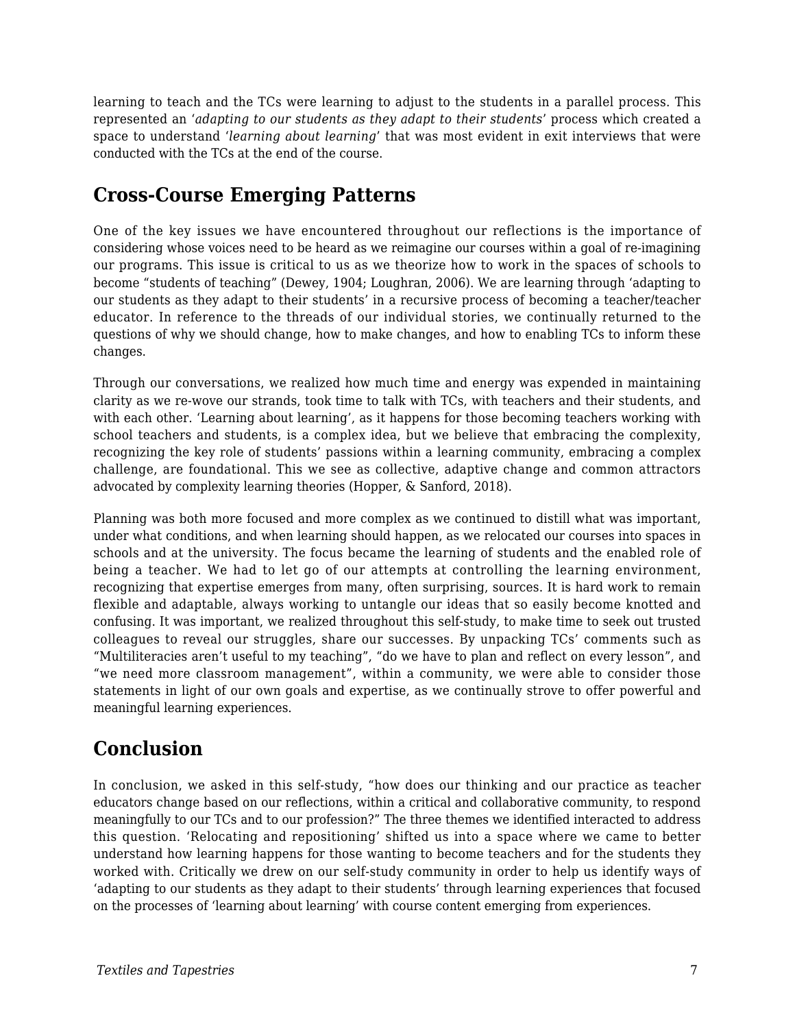learning to teach and the TCs were learning to adjust to the students in a parallel process. This represented an '*adapting to our students as they adapt to their students*' process which created a space to understand '*learning about learning*' that was most evident in exit interviews that were conducted with the TCs at the end of the course.

## Cross-Course Emerging Patterns

One of the key issues we have encountered throughout our reflections is the importance of considering whose voices need to be heard as we reimagine our courses within a goal of re-imagining our programs. This issue is critical to us as we theorize how to work in the spaces of schools to become "students of teaching" (Dewey, 1904; Loughran, 2006). We are learning through 'adapting to our students as they adapt to their students' in a recursive process of becoming a teacher/teacher educator. In reference to the threads of our individual stories, we continually returned to the questions of why we should change, how to make changes, and how to enabling TCs to inform these changes.

Through our conversations, we realized how much time and energy was expended in maintaining clarity as we re-wove our strands, took time to talk with TCs, with teachers and their students, and with each other. 'Learning about learning', as it happens for those becoming teachers working with school teachers and students, is a complex idea, but we believe that embracing the complexity, recognizing the key role of students' passions within a learning community, embracing a complex challenge, are foundational. This we see as collective, adaptive change and common attractors advocated by complexity learning theories (Hopper, & Sanford, 2018).

Planning was both more focused and more complex as we continued to distill what was important, under what conditions, and when learning should happen, as we relocated our courses into spaces in schools and at the university. The focus became the learning of students and the enabled role of being a teacher. We had to let go of our attempts at controlling the learning environment, recognizing that expertise emerges from many, often surprising, sources. It is hard work to remain flexible and adaptable, always working to untangle our ideas that so easily become knotted and confusing. It was important, we realized throughout this self-study, to make time to seek out trusted colleagues to reveal our struggles, share our successes. By unpacking TCs' comments such as "Multiliteracies aren't useful to my teaching", "do we have to plan and reflect on every lesson", and "we need more classroom management", within a community, we were able to consider those statements in light of our own goals and expertise, as we continually strove to offer powerful and meaningful learning experiences.

## Conclusion

In conclusion, we asked in this self-study, "how does our thinking and our practice as teacher educators change based on our reflections, within a critical and collaborative community, to respond meaningfully to our TCs and to our profession?" The three themes we identified interacted to address this question. 'Relocating and repositioning' shifted us into a space where we came to better understand how learning happens for those wanting to become teachers and for the students they worked with. Critically we drew on our self-study community in order to help us identify ways of 'adapting to our students as they adapt to their students' through learning experiences that focused on the processes of 'learning about learning' with course content emerging from experiences.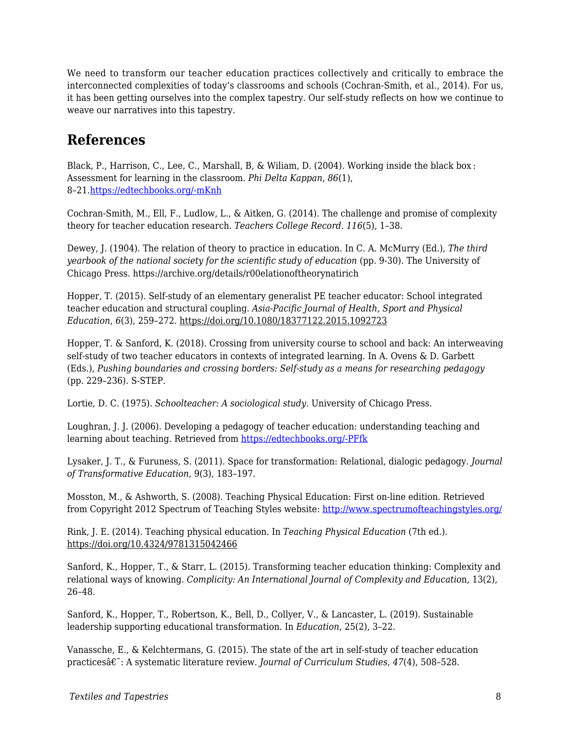We need to transform our teacher education practices collectively and critically to embrace the interconnected complexities of today's classrooms and schools (Cochran-Smith, et al., 2014). For us, it has been getting ourselves into the complex tapestry. Our self-study reflects on how we continue to weave our narratives into this tapestry.

## References

Black, P., Harrison, C., Lee, C., Marshall, B, & Wiliam, D. (2004). Working inside the black box : Assessment for learning in the classroom. *Phi Delta Kappan*, *86*(1), 8–21.https://edtechbooks.org/-mKnh

Cochran-Smith, M., Ell, F., Ludlow, L., & Aitken, G. (2014). The challenge and promise of complexity theory for teacher education research. *Teachers College Record*. *116*(5), 1–38.

Dewey, J. (1904). The relation of theory to practice in education. In C. A. McMurry (Ed.), *The third yearbook of the national society for the scientific study of education* (pp. 9-30). The University of Chicago Press. https://archive.org/details/r00elationoftheorynatirich

Hopper, T. (2015). Self-study of an elementary generalist PE teacher educator: School integrated teacher education and structural coupling. *Asia-Pacific Journal of Health, Sport and Physical Education*, *6*(3), 259–272. https://doi.org/10.1080/18377122.2015.1092723

Hopper, T. & Sanford, K. (2018). Crossing from university course to school and back: An interweaving self-study of two teacher educators in contexts of integrated learning. In A. Ovens & D. Garbett (Eds.), *Pushing boundaries and crossing borders: Self-study as a means for researching pedagogy* (pp. 229–236). S-STEP.

Lortie, D. C. (1975). *Schoolteacher: A sociological study.* University of Chicago Press.

Loughran, J. J. (2006). Developing a pedagogy of teacher education: understanding teaching and learning about teaching. Retrieved from https://edtechbooks.org/-PFfk

Lysaker, J. T., & Furuness, S. (2011). Space for transformation: Relational, dialogic pedagogy. *Journal of Transformative Education*, 9(3), 183–197.

Mosston, M., & Ashworth, S. (2008). Teaching Physical Education: First on-line edition. Retrieved from Copyright 2012 Spectrum of Teaching Styles website: http://www.spectrumofteachingstyles.org/

Rink, J. E. (2014). Teaching physical education. In *Teaching Physical Education* (7th ed.). https://doi.org/10.4324/9781315042466

Sanford, K., Hopper, T., & Starr, L. (2015). Transforming teacher education thinking: Complexity and relational ways of knowing. *Complicity: An International Journal of Complexity and Education*, 13(2), 26–48.

Sanford, K., Hopper, T., Robertson, K., Bell, D., Collyer, V., & Lancaster, L. (2019). Sustainable leadership supporting educational transformation. In *Education*, 25(2), 3–22.

Vanassche, E., & Kelchtermans, G. (2015). The state of the art in self-study of teacher education practicesâ€¯: A systematic literature review. *Journal of Curriculum Studies*, *47*(4), 508–528.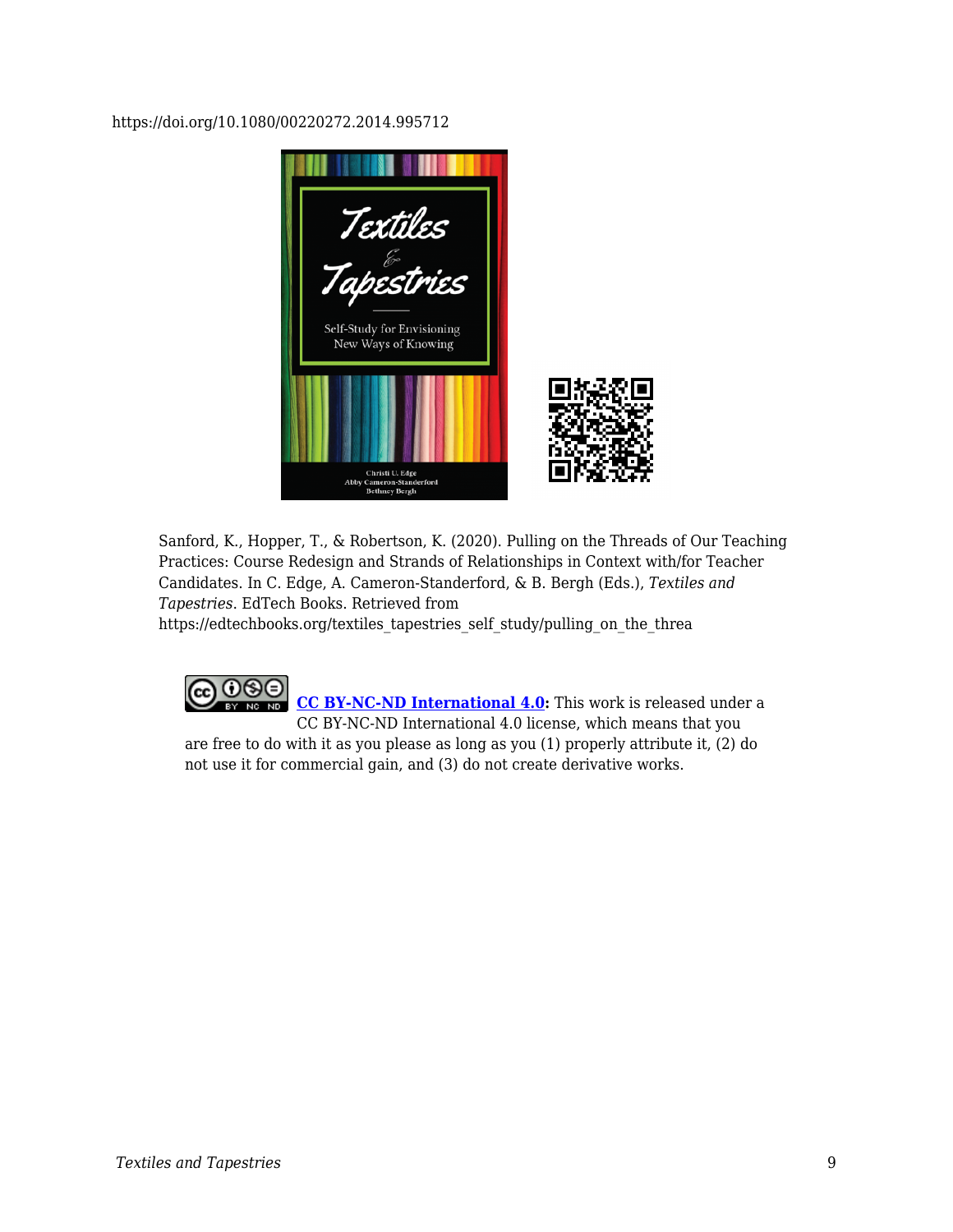https://doi.org/10.1080/00220272.2014.995712

Sanford, K., Hopper, T., & Robertson, K. (2020). Pulling on the Threads of Our Teaching Practices: Course Redesign and Strands of Relationships in Context with/for Teacher Candidates. In C. Edge, A. Cameron-Standerford, & B. Bergh (Eds.), *Textiles and Tapestries*. EdTech Books. Retrieved from https://edtechbooks.org/textiles_tapestries_self_study/pulling_on_the_threa

**[CC BY-NC-ND International 4.0](https://creativecommons.org/licenses/by-nc-nd/4.0/):** This work is released under a CC BY-NC-ND International 4.0 license, which means that you are free to do with it as you please as long as you (1) properly attribute it, (2) do not use it for commercial gain, and (3) do not create derivative works.